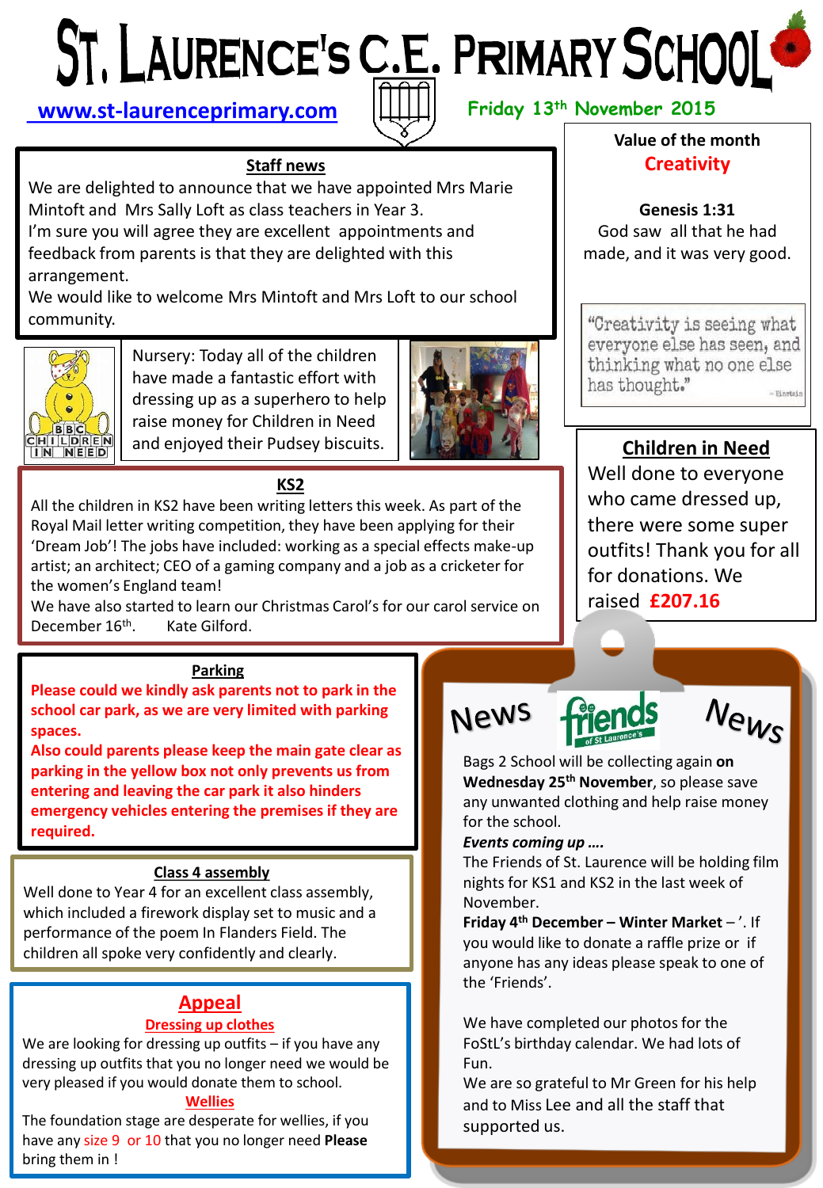# St. Laurence's C.E. Primary School

www.st-laurenceprimary.com

Friday 13th November 2015

## Staff news

We are delighted to announce that we have appointed Mrs Marie Mintoft and Mrs Sally Loft as class teachers in Year 3.
I'm sure you will agree they are excellent appointments and feedback from parents is that they are delighted with this arrangement.
We would like to welcome Mrs Mintoft and Mrs Loft to our school community.

Nursery: Today all of the children have made a fantastic effort with dressing up as a superhero to help raise money for Children in Need and enjoyed their Pudsey biscuits.

## KS2

All the children in KS2 have been writing letters this week. As part of the Royal Mail letter writing competition, they have been applying for their 'Dream Job'! The jobs have included: working as a special effects make-up artist; an architect; CEO of a gaming company and a job as a cricketer for the women's England team!
We have also started to learn our Christmas Carol's for our carol service on December 16th. Kate Gilford.

## Parking

**Please could we kindly ask parents not to park in the school car park, as we are very limited with parking spaces.**
**Also could parents please keep the main gate clear as parking in the yellow box not only prevents us from entering and leaving the car park it also hinders emergency vehicles entering the premises if they are required.**

## Class 4 assembly

Well done to Year 4 for an excellent class assembly, which included a firework display set to music and a performance of the poem In Flanders Field. The children all spoke very confidently and clearly.

## Appeal

### Dressing up clothes

We are looking for dressing up outfits – if you have any dressing up outfits that you no longer need we would be very pleased if you would donate them to school.

### Wellies

The foundation stage are desperate for wellies, if you have any size 9 or 10 that you no longer need **Please** bring them in !

## Value of the month

**Creativity**

**Genesis 1:31**
God saw all that he had made, and it was very good.

"Creativity is seeing what everyone else has seen, and thinking what no one else has thought." – Einstein

## Children in Need

Well done to everyone who came dressed up, there were some super outfits! Thank you for all for donations. We raised **£207.16**

## News – friends of St Laurence's – News

Bags 2 School will be collecting again **on Wednesday 25th November**, so please save any unwanted clothing and help raise money for the school.

***Events coming up ….***

The Friends of St. Laurence will be holding film nights for KS1 and KS2 in the last week of November.

**Friday 4th December – Winter Market** – '. If you would like to donate a raffle prize or if anyone has any ideas please speak to one of the 'Friends'.

We have completed our photos for the FoStL's birthday calendar. We had lots of Fun.
We are so grateful to Mr Green for his help and to Miss Lee and all the staff that supported us.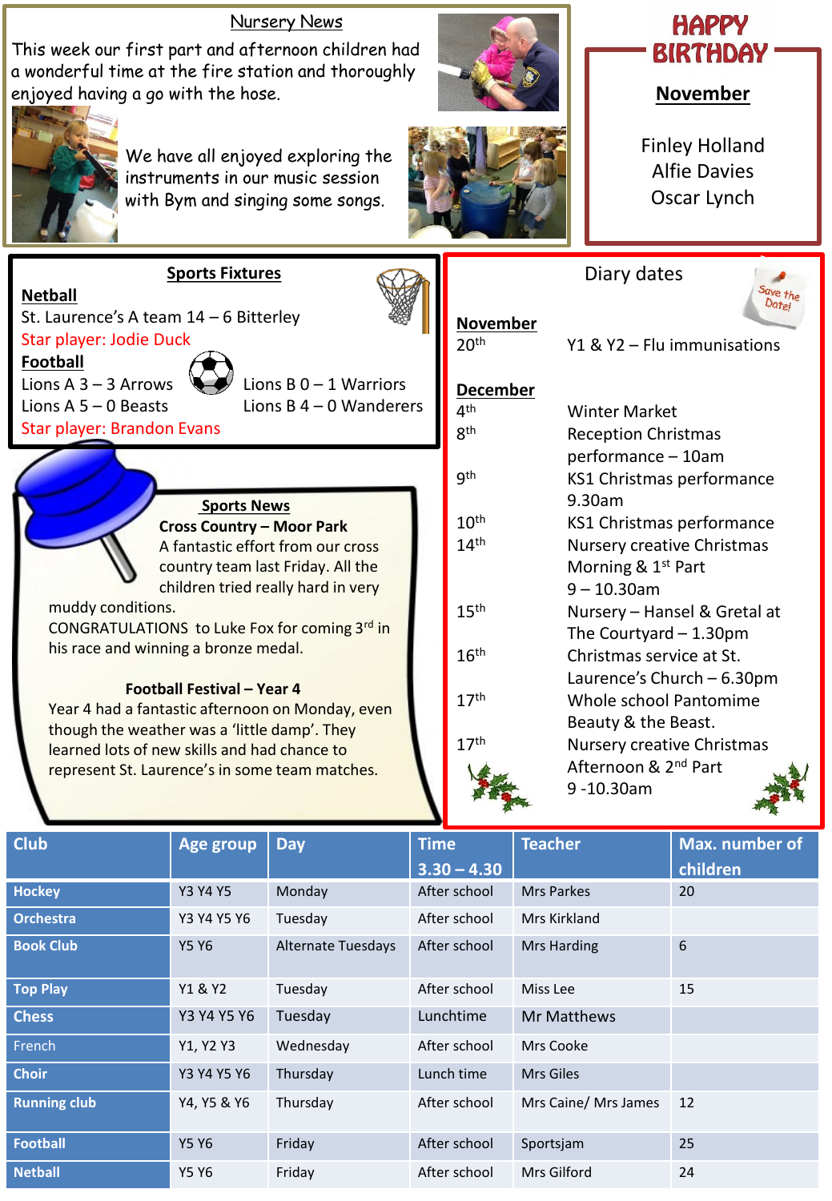## Nursery News

This week our first part and afternoon children had a wonderful time at the fire station and thoroughly enjoyed having a go with the hose.

We have all enjoyed exploring the instruments in our music session with Bym and singing some songs.

## HAPPY BIRTHDAY

**November**

Finley Holland
Alfie Davies
Oscar Lynch

## Sports Fixtures

**Netball**

St. Laurence's A team 14 – 6 Bitterley

Star player: Jodie Duck

**Football**

Lions A 3 – 3 Arrows
Lions A 5 – 0 Beasts
Lions B 0 – 1 Warriors
Lions B 4 – 0 Wanderers

Star player: Brandon Evans

## Diary dates

Save the Date!

**November**

| | |
|---|---|
| 20th | Y1 & Y2 – Flu immunisations |

**December**

| | |
|---|---|
| 4th | Winter Market |
| 8th | Reception Christmas performance – 10am |
| 9th | KS1 Christmas performance 9.30am |
| 10th | KS1 Christmas performance |
| 14th | Nursery creative Christmas Morning & 1st Part 9 – 10.30am |
| 15th | Nursery – Hansel & Gretal at The Courtyard – 1.30pm |
| 16th | Christmas service at St. Laurence's Church – 6.30pm |
| 17th | Whole school Pantomime Beauty & the Beast. |
| 17th | Nursery creative Christmas Afternoon & 2nd Part 9 -10.30am |

## Sports News

**Cross Country – Moor Park**

A fantastic effort from our cross country team last Friday. All the children tried really hard in very muddy conditions.

CONGRATULATIONS to Luke Fox for coming 3rd in his race and winning a bronze medal.

**Football Festival – Year 4**

Year 4 had a fantastic afternoon on Monday, even though the weather was a 'little damp'. They learned lots of new skills and had chance to represent St. Laurence's in some team matches.

| Club | Age group | Day | Time 3.30 – 4.30 | Teacher | Max. number of children |
|---|---|---|---|---|---|
| Hockey | Y3 Y4 Y5 | Monday | After school | Mrs Parkes | 20 |
| Orchestra | Y3 Y4 Y5 Y6 | Tuesday | After school | Mrs Kirkland | |
| Book Club | Y5 Y6 | Alternate Tuesdays | After school | Mrs Harding | 6 |
| Top Play | Y1 & Y2 | Tuesday | After school | Miss Lee | 15 |
| Chess | Y3 Y4 Y5 Y6 | Tuesday | Lunchtime | Mr Matthews | |
| French | Y1, Y2 Y3 | Wednesday | After school | Mrs Cooke | |
| Choir | Y3 Y4 Y5 Y6 | Thursday | Lunch time | Mrs Giles | |
| Running club | Y4, Y5 & Y6 | Thursday | After school | Mrs Caine/ Mrs James | 12 |
| Football | Y5 Y6 | Friday | After school | Sportsjam | 25 |
| Netball | Y5 Y6 | Friday | After school | Mrs Gilford | 24 |